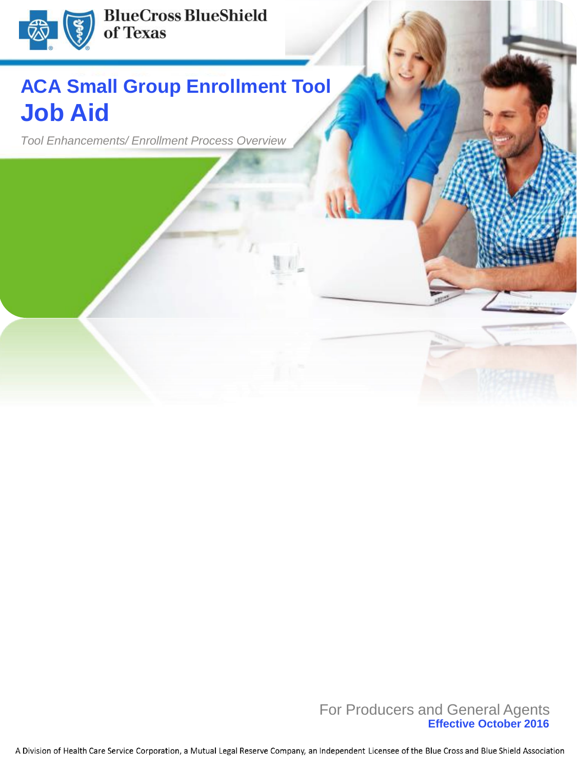BlueCross BlueShield of Texas

# ACA Small Group Enrollment Tool

# Job Aid

*Tool Enhancements/ Enrollment Process Overview*

For Producers and General Agents

**Effective October 2016**

A Division of Health Care Service Corporation, a Mutual Legal Reserve Company, an Independent Licensee of the Blue Cross and Blue Shield Association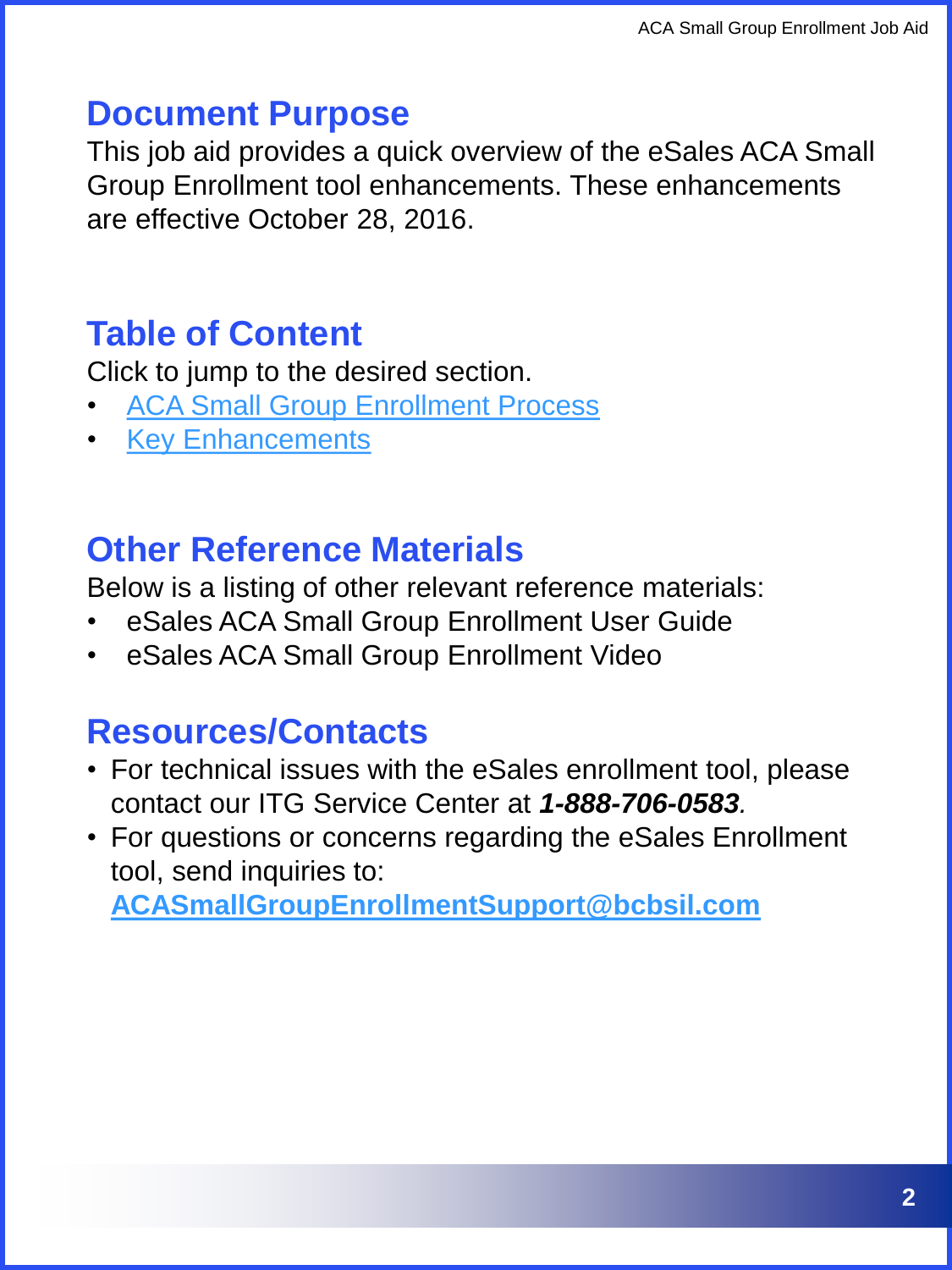## Document Purpose

This job aid provides a quick overview of the eSales ACA Small Group Enrollment tool enhancements. These enhancements are effective October 28, 2016.

## Table of Content

Click to jump to the desired section.

- ACA Small Group Enrollment Process
- Key Enhancements

## Other Reference Materials

Below is a listing of other relevant reference materials:

- eSales ACA Small Group Enrollment User Guide
- eSales ACA Small Group Enrollment Video

## Resources/Contacts

- For technical issues with the eSales enrollment tool, please contact our ITG Service Center at ***1-888-706-0583***.
- For questions or concerns regarding the eSales Enrollment tool, send inquiries to: **ACASmallGroupEnrollmentSupport@bcbsil.com**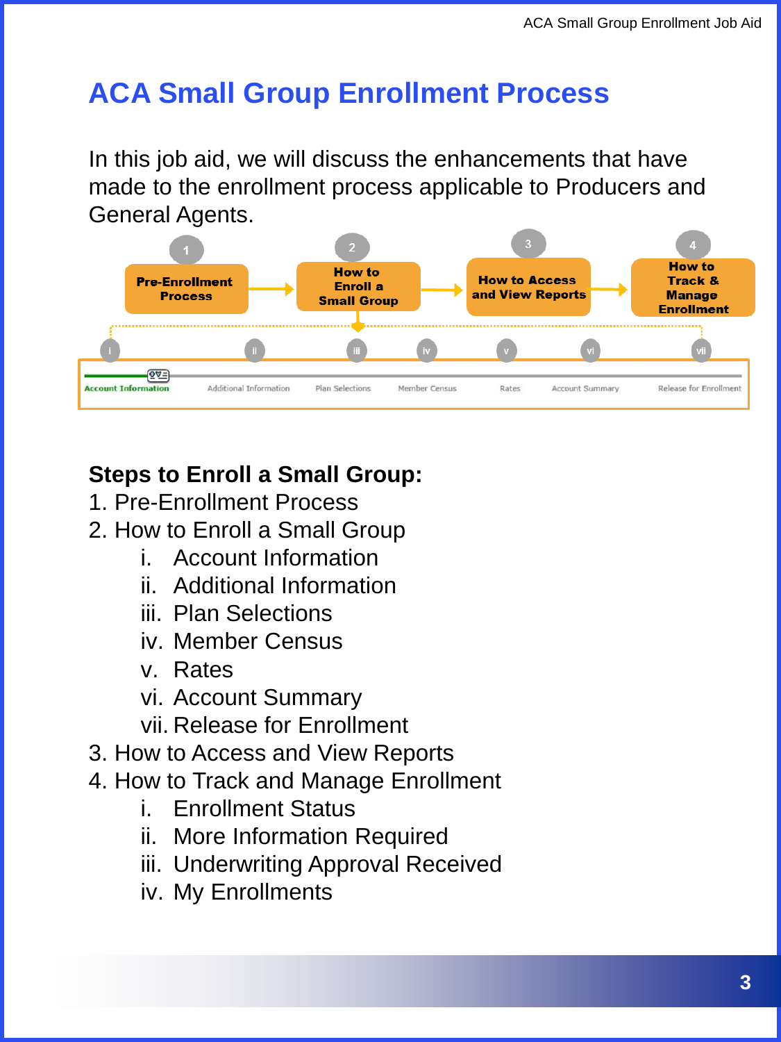# ACA Small Group Enrollment Process

In this job aid, we will discuss the enhancements that have made to the enrollment process applicable to Producers and General Agents.

1 Pre-Enrollment Process → 2 How to Enroll a Small Group → 3 How to Access and View Reports → 4 How to Track & Manage Enrollment

i Account Information | ii Additional Information | iii Plan Selections | iv Member Census | v Rates | vi Account Summary | vii Release for Enrollment

**Steps to Enroll a Small Group:**

1. Pre-Enrollment Process
2. How to Enroll a Small Group
   - i. Account Information
   - ii. Additional Information
   - iii. Plan Selections
   - iv. Member Census
   - v. Rates
   - vi. Account Summary
   - vii. Release for Enrollment
3. How to Access and View Reports
4. How to Track and Manage Enrollment
   - i. Enrollment Status
   - ii. More Information Required
   - iii. Underwriting Approval Received
   - iv. My Enrollments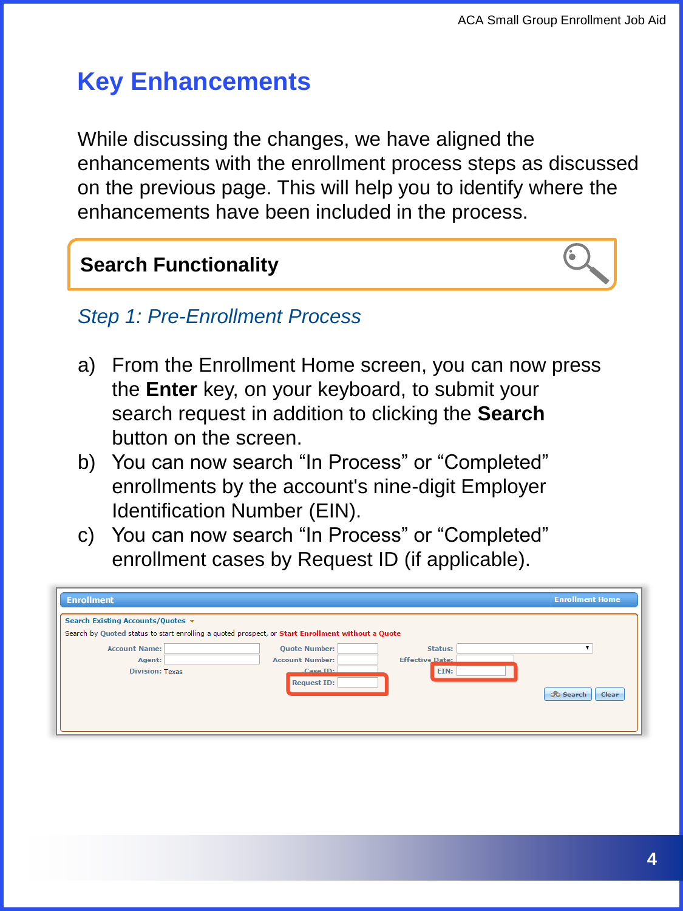# Key Enhancements

While discussing the changes, we have aligned the enhancements with the enrollment process steps as discussed on the previous page. This will help you to identify where the enhancements have been included in the process.

## Search Functionality

### *Step 1: Pre-Enrollment Process*

a) From the Enrollment Home screen, you can now press the **Enter** key, on your keyboard, to submit your search request in addition to clicking the **Search** button on the screen.

b) You can now search “In Process” or “Completed” enrollments by the account's nine-digit Employer Identification Number (EIN).

c) You can now search “In Process” or “Completed” enrollment cases by Request ID (if applicable).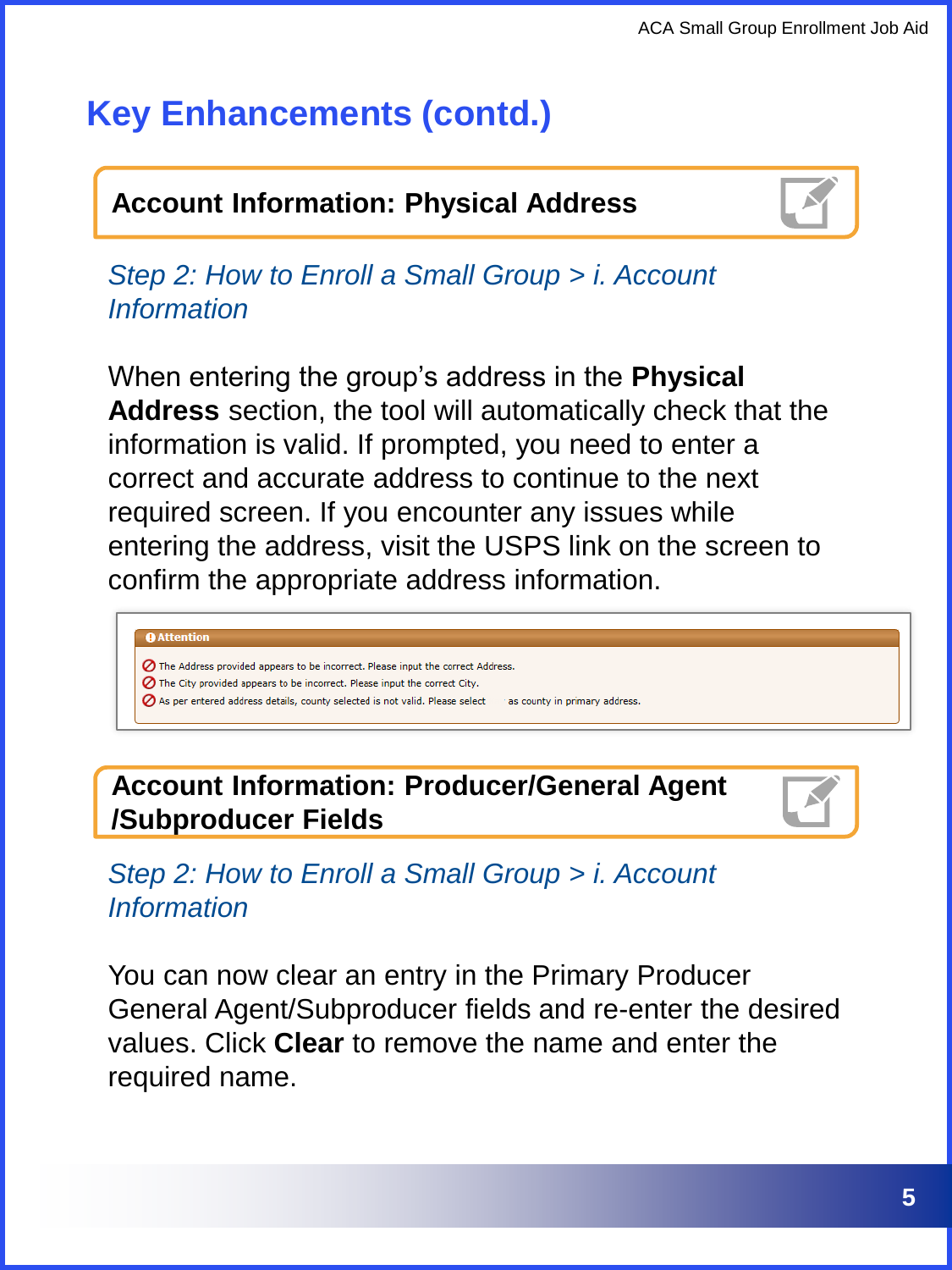# Key Enhancements (contd.)

## Account Information: Physical Address

*Step 2: How to Enroll a Small Group > i. Account Information*

When entering the group's address in the **Physical Address** section, the tool will automatically check that the information is valid. If prompted, you need to enter a correct and accurate address to continue to the next required screen. If you encounter any issues while entering the address, visit the USPS link on the screen to confirm the appropriate address information.

**Attention**

- The Address provided appears to be incorrect. Please input the correct Address.
- The City provided appears to be incorrect. Please input the correct City.
- As per entered address details, county selected is not valid. Please select as county in primary address.

## Account Information: Producer/General Agent /Subproducer Fields

*Step 2: How to Enroll a Small Group > i. Account Information*

You can now clear an entry in the Primary Producer General Agent/Subproducer fields and re-enter the desired values. Click **Clear** to remove the name and enter the required name.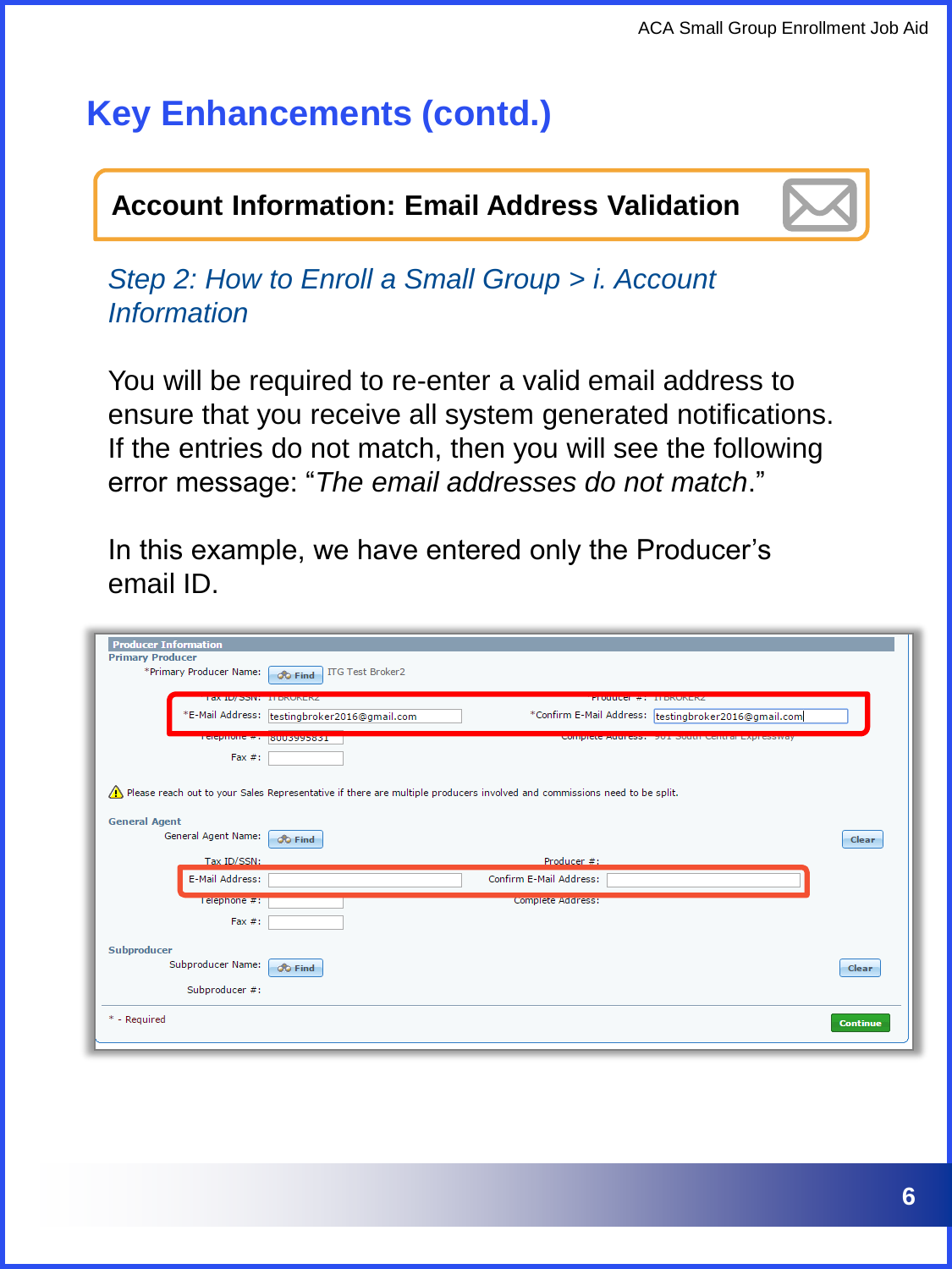# Key Enhancements (contd.)

## Account Information: Email Address Validation

*Step 2: How to Enroll a Small Group > i. Account Information*

You will be required to re-enter a valid email address to ensure that you receive all system generated notifications. If the entries do not match, then you will see the following error message: "*The email addresses do not match*."

In this example, we have entered only the Producer's email ID.

**Producer Information**

**Primary Producer**

*Primary Producer Name: Find ITG Test Broker2

Tax ID/SSN: ITBROKER2 Producer #: ITBROKER2

*E-Mail Address: testingbroker2016@gmail.com *Confirm E-Mail Address: testingbroker2016@gmail.com

Telephone #: 8003995831 Complete Address: 901 South Central Expressway

Fax #:

Please reach out to your Sales Representative if there are multiple producers involved and commissions need to be split.

**General Agent**

General Agent Name: Find Clear

Tax ID/SSN: Producer #:

E-Mail Address: Confirm E-Mail Address:

Telephone #: Complete Address:

Fax #:

**Subproducer**

Subproducer Name: Find Clear

Subproducer #:

* - Required Continue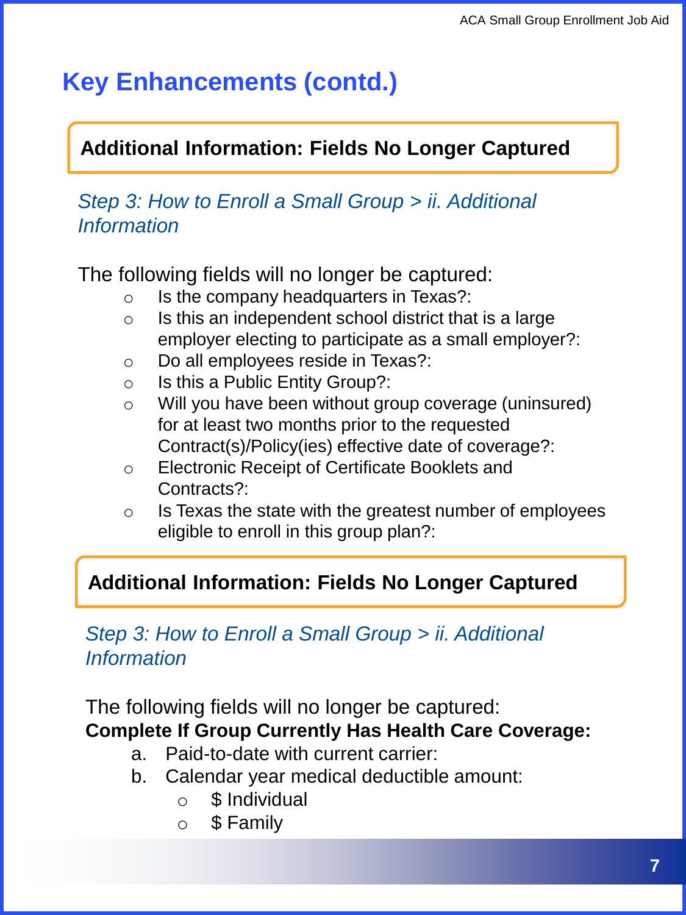# Key Enhancements (contd.)

## Additional Information: Fields No Longer Captured

*Step 3: How to Enroll a Small Group > ii. Additional Information*

The following fields will no longer be captured:

- Is the company headquarters in Texas?:
- Is this an independent school district that is a large employer electing to participate as a small employer?:
- Do all employees reside in Texas?:
- Is this a Public Entity Group?:
- Will you have been without group coverage (uninsured) for at least two months prior to the requested Contract(s)/Policy(ies) effective date of coverage?:
- Electronic Receipt of Certificate Booklets and Contracts?:
- Is Texas the state with the greatest number of employees eligible to enroll in this group plan?:

## Additional Information: Fields No Longer Captured

*Step 3: How to Enroll a Small Group > ii. Additional Information*

The following fields will no longer be captured:

**Complete If Group Currently Has Health Care Coverage:**

a. Paid-to-date with current carrier:
b. Calendar year medical deductible amount:
   - $ Individual
   - $ Family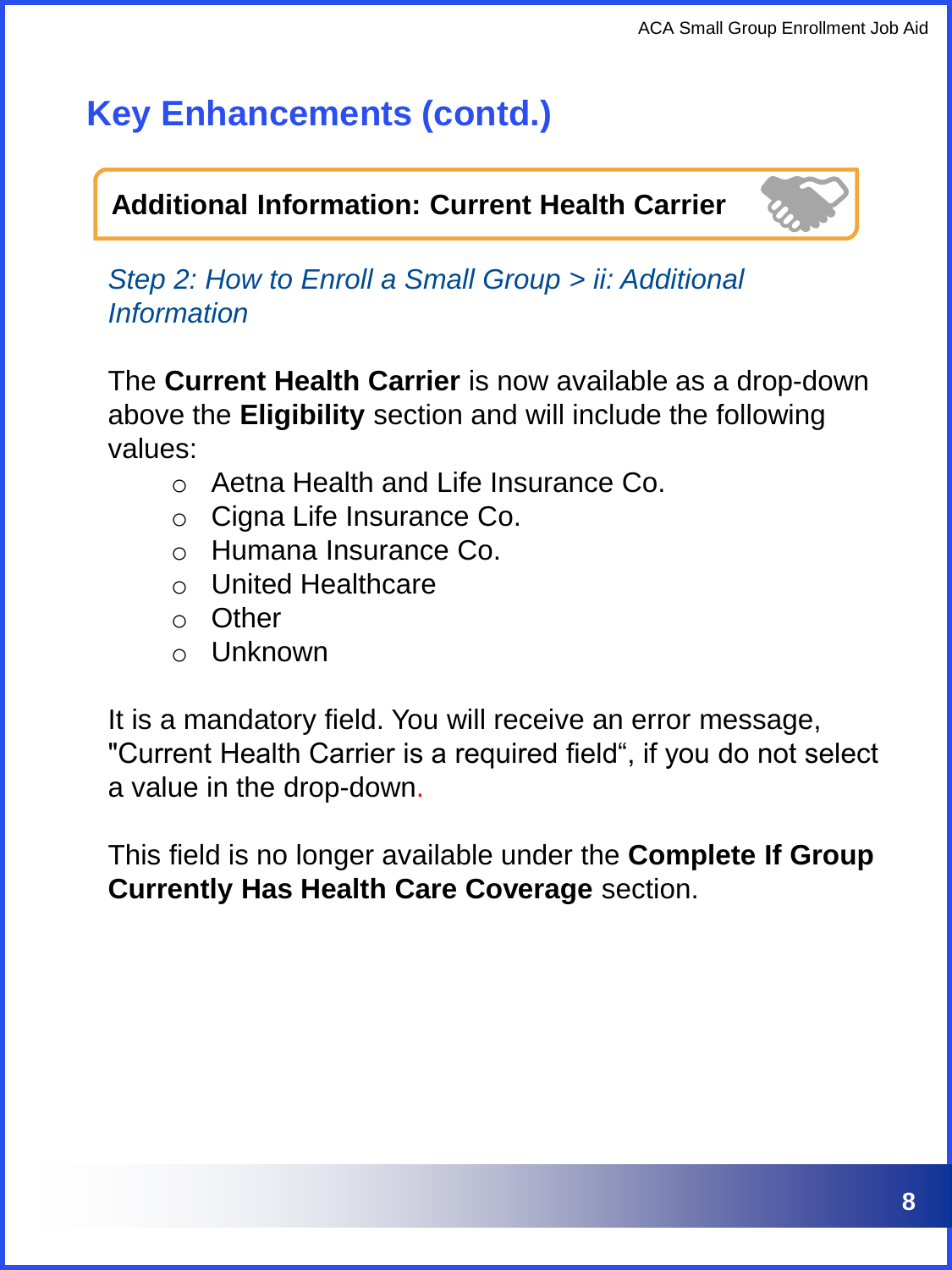# Key Enhancements (contd.)

## Additional Information: Current Health Carrier

*Step 2: How to Enroll a Small Group > ii: Additional Information*

The **Current Health Carrier** is now available as a drop-down above the **Eligibility** section and will include the following values:

- Aetna Health and Life Insurance Co.
- Cigna Life Insurance Co.
- Humana Insurance Co.
- United Healthcare
- Other
- Unknown

It is a mandatory field. You will receive an error message, "Current Health Carrier is a required field“, if you do not select a value in the drop-down.

This field is no longer available under the **Complete If Group Currently Has Health Care Coverage** section.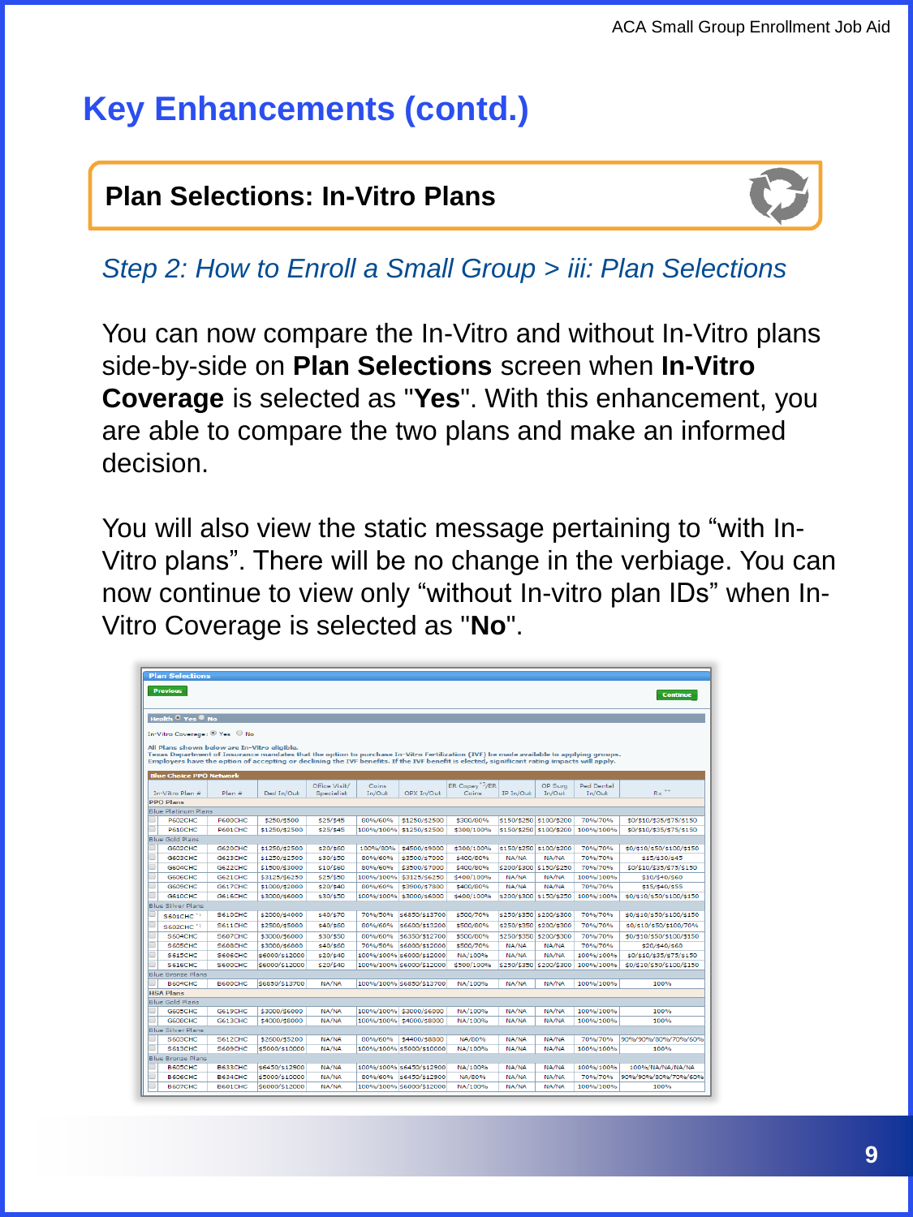# Key Enhancements (contd.)

## Plan Selections: In-Vitro Plans

*Step 2: How to Enroll a Small Group > iii: Plan Selections*

You can now compare the In-Vitro and without In-Vitro plans side-by-side on **Plan Selections** screen when **In-Vitro Coverage** is selected as "**Yes**". With this enhancement, you are able to compare the two plans and make an informed decision.

You will also view the static message pertaining to “with In-Vitro plans”. There will be no change in the verbiage. You can now continue to view only “without In-vitro plan IDs” when In-Vitro Coverage is selected as "**No**".

**Plan Selections**

Previous | Continue

Health ◉ Yes ○ No

In-Vitro Coverage: ◉ Yes ○ No

All Plans shown below are In-Vitro eligible.
Texas Department of Insurance mandates that the option to purchase In-Vitro Fertilization (IVF) be made available to applying groups.
Employers have the option of accepting or declining the IVF benefits. If the IVF benefit is elected, significant rating impacts will apply.

**Blue Choice PPO Network**

| In-Vitro Plan # | Plan # | Ded In/Out | Office Visit/ Specialist | Coins In/Out | OPX In/Out | ER Copay */ER Coins | IP In/Out | OP Surg In/Out | Ped Dental In/Out | Rx ** |
|---|---|---|---|---|---|---|---|---|---|---|
| **PPO Plans** | | | | | | | | | | |
| Blue Platinum Plans | | | | | | | | | | |
| P602CHC | P600CHC | $250/$500 | $25/$45 | 80%/60% | $1250/$2500 | $300/80% | $150/$250 | $100/$200 | 70%/70% | $0/$10/$35/$75/$150 |
| P610CHC | P601CHC | $1250/$2500 | $25/$45 | 100%/100% | $1250/$2500 | $300/100% | $150/$250 | $100/$200 | 100%/100% | $0/$10/$35/$75/$150 |
| Blue Gold Plans | | | | | | | | | | |
| G602CHC | G620CHC | $1250/$2500 | $20/$60 | 100%/80% | $4500/$9000 | $300/100% | $150/$250 | $100/$200 | 70%/70% | $0/$10/$50/$100/$150 |
| G603CHC | G623CHC | $1250/$2500 | $30/$50 | 80%/60% | $3500/$7000 | $400/80% | NA/NA | NA/NA | 70%/70% | $15/$30/$45 |
| G604CHC | G622CHC | $1500/$3000 | $10/$60 | 80%/60% | $3500/$7000 | $400/80% | $200/$300 | $150/$250 | 70%/70% | $0/$10/$35/$75/$150 |
| G606CHC | G621CHC | $3125/$6250 | $25/$50 | 100%/100% | $3125/$6250 | $400/100% | NA/NA | NA/NA | 100%/100% | $10/$40/$60 |
| G609CHC | G617CHC | $1000/$2000 | $20/$40 | 80%/60% | $3900/$7800 | $400/80% | NA/NA | NA/NA | 70%/70% | $15/$40/$55 |
| G610CHC | G615CHC | $3000/$6000 | $30/$50 | 100%/100% | $3000/$6000 | $400/100% | $200/$300 | $150/$250 | 100%/100% | $0/$10/$50/$100/$150 |
| Blue Silver Plans | | | | | | | | | | |
| S601CHC *† | S610CHC | $2000/$4000 | $40/$70 | 70%/50% | $6850/$13700 | $500/70% | $250/$350 | $200/$300 | 70%/70% | $0/$10/$50/$100/$150 |
| S602CHC *† | S611CHC | $2500/$5000 | $40/$60 | 80%/60% | $6600/$13200 | $500/80% | $250/$350 | $200/$300 | 70%/70% | $0/$10/$50/$100/70% |
| S604CHC | S607CHC | $3000/$6000 | $30/$50 | 80%/60% | $6350/$12700 | $500/80% | $250/$350 | $200/$300 | 70%/70% | $0/$10/$50/$100/$150 |
| S605CHC | S608CHC | $3000/$6000 | $40/$60 | 70%/50% | $6000/$12000 | $500/70% | NA/NA | NA/NA | 70%/70% | $20/$40/$60 |
| S615CHC | S606CHC | $6000/$12000 | $20/$40 | 100%/100% | $6000/$12000 | NA/100% | NA/NA | NA/NA | 100%/100% | $0/$10/$35/$75/$150 |
| S616CHC | S600CHC | $6000/$12000 | $20/$40 | 100%/100% | $6000/$12000 | $500/100% | $250/$350 | $200/$300 | 100%/100% | $0/$10/$50/$100/$150 |
| Blue Bronze Plans | | | | | | | | | | |
| B604CHC | B600CHC | $6850/$13700 | NA/NA | 100%/100% | $6850/$13700 | NA/100% | NA/NA | NA/NA | 100%/100% | 100% |
| **HSA Plans** | | | | | | | | | | |
| Blue Gold Plans | | | | | | | | | | |
| G605CHC | G619CHC | $3000/$6000 | NA/NA | 100%/100% | $3000/$6000 | NA/100% | NA/NA | NA/NA | 100%/100% | 100% |
| G608CHC | G613CHC | $4000/$8000 | NA/NA | 100%/100% | $4000/$8000 | NA/100% | NA/NA | NA/NA | 100%/100% | 100% |
| Blue Silver Plans | | | | | | | | | | |
| S603CHC | S612CHC | $2500/$5200 | NA/NA | 80%/60% | $4400/$8800 | NA/80% | NA/NA | NA/NA | 70%/70% | 90%/90%/80%/70%/60% |
| S613CHC | S609CHC | $5000/$10000 | NA/NA | 100%/100% | $5000/$10000 | NA/100% | NA/NA | NA/NA | 100%/100% | 100% |
| Blue Bronze Plans | | | | | | | | | | |
| B605CHC | B633CHC | $6450/$12900 | NA/NA | 100%/100% | $6450/$12900 | NA/100% | NA/NA | NA/NA | 100%/100% | 100%/NA/NA/NA/NA |
| B606CHC | B634CHC | $5000/$10000 | NA/NA | 80%/60% | $6450/$12900 | NA/80% | NA/NA | NA/NA | 70%/70% | 90%/90%/80%/70%/60% |
| B607CHC | B601CHC | $6000/$12000 | NA/NA | 100%/100% | $6000/$12000 | NA/100% | NA/NA | NA/NA | 100%/100% | 100% |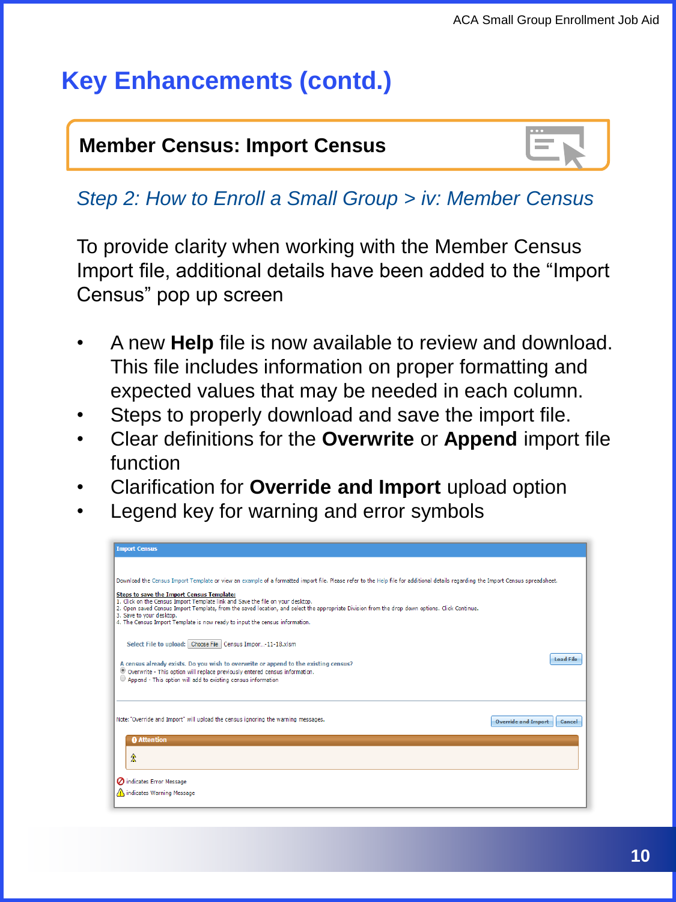# Key Enhancements (contd.)

## Member Census: Import Census

*Step 2: How to Enroll a Small Group > iv: Member Census*

To provide clarity when working with the Member Census Import file, additional details have been added to the “Import Census” pop up screen

- A new **Help** file is now available to review and download. This file includes information on proper formatting and expected values that may be needed in each column.
- Steps to properly download and save the import file.
- Clear definitions for the **Overwrite** or **Append** import file function
- Clarification for **Override and Import** upload option
- Legend key for warning and error symbols

**Import Census**

Download the Census Import Template or view an example of a formatted import file. Please refer to the Help file for additional details regarding the Import Census spreadsheet.

**Steps to save the Import Census Template:**
1. Click on the Census Import Template link and Save the file on your desktop.
2. Open saved Census Import Template, from the saved location, and select the appropriate Division from the drop down options. Click Continue.
3. Save to your desktop.
4. The Census Import Template is now ready to input the census information.

Select File to upload: Choose File Census Impor...-11-18.xlsm

Load File

A census already exists. Do you wish to overwrite or append to the existing census?
- Overwrite - This option will replace previously entered census information.
- Append - This option will add to existing census information

Note: "Override and Import" will upload the census ignoring the warning messages.

Override and Import | Cancel

Attention

indicates Error Message

indicates Warning Message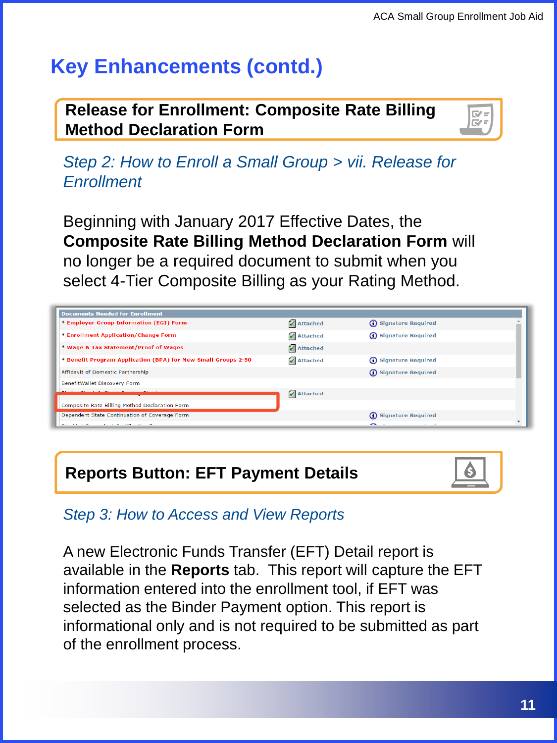# Key Enhancements (contd.)

## Release for Enrollment: Composite Rate Billing Method Declaration Form

*Step 2: How to Enroll a Small Group > vii. Release for Enrollment*

Beginning with January 2017 Effective Dates, the **Composite Rate Billing Method Declaration Form** will no longer be a required document to submit when you select 4-Tier Composite Billing as your Rating Method.

| Documents Needed for Enrollment | | |
|---|---|---|
| * Employer Group Information (EGI) Form | Attached | Signature Required |
| * Enrollment Application/Change Form | Attached | Signature Required |
| * Wage & Tax Statement/Proof of Wages | Attached | |
| * Benefit Program Application (BPA) for New Small Groups 2-50 | Attached | Signature Required |
| Affidavit of Domestic Partnership | | Signature Required |
| BenefitWallet Discovery Form | | |
| | Attached | |
| Composite Rate Billing Method Declaration Form | | |
| Dependent State Continuation of Coverage Form | | Signature Required |

## Reports Button: EFT Payment Details

*Step 3: How to Access and View Reports*

A new Electronic Funds Transfer (EFT) Detail report is available in the **Reports** tab. This report will capture the EFT information entered into the enrollment tool, if EFT was selected as the Binder Payment option. This report is informational only and is not required to be submitted as part of the enrollment process.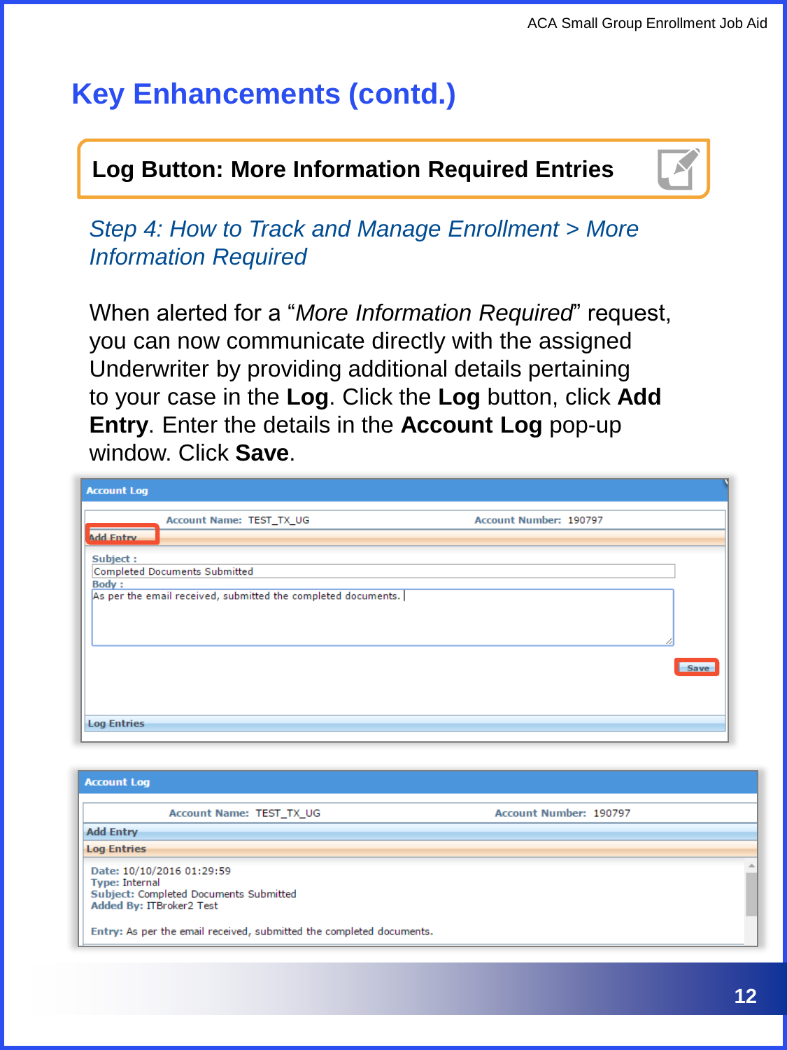# Key Enhancements (contd.)

## Log Button: More Information Required Entries

### *Step 4: How to Track and Manage Enrollment > More Information Required*

When alerted for a "*More Information Required*" request, you can now communicate directly with the assigned Underwriter by providing additional details pertaining to your case in the **Log**. Click the **Log** button, click **Add Entry**. Enter the details in the **Account Log** pop-up window. Click **Save**.

**Account Log**

Account Name: TEST_TX_UG    Account Number: 190797

Add Entry

Subject : Completed Documents Submitted

Body : As per the email received, submitted the completed documents.

Save

Log Entries

**Account Log**

Account Name: TEST_TX_UG    Account Number: 190797

Add Entry

Log Entries

Date: 10/10/2016 01:29:59
Type: Internal
Subject: Completed Documents Submitted
Added By: ITBroker2 Test

Entry: As per the email received, submitted the completed documents.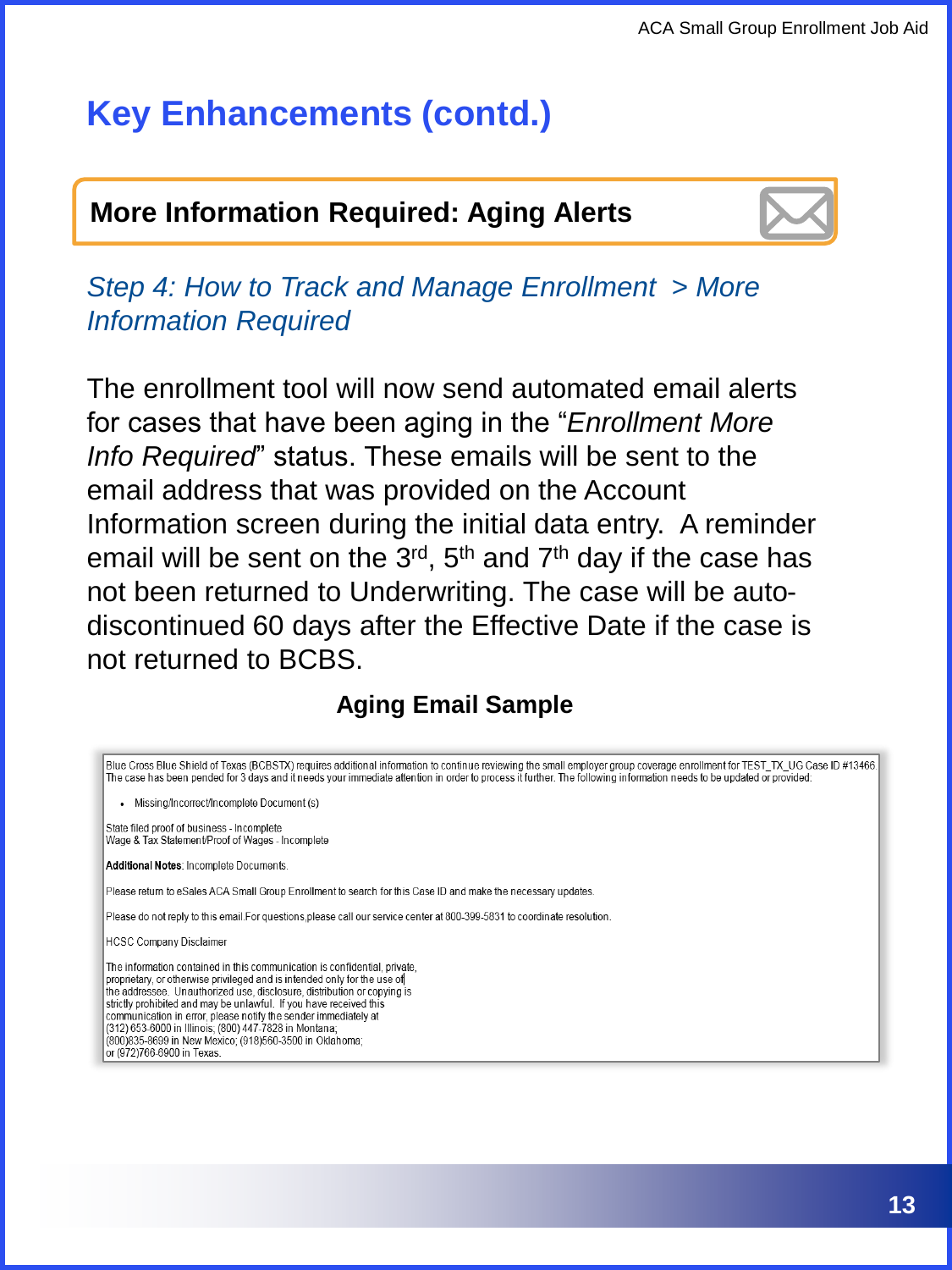# Key Enhancements (contd.)

## More Information Required: Aging Alerts

*Step 4: How to Track and Manage Enrollment > More Information Required*

The enrollment tool will now send automated email alerts for cases that have been aging in the "*Enrollment More Info Required*" status. These emails will be sent to the email address that was provided on the Account Information screen during the initial data entry. A reminder email will be sent on the 3rd, 5th and 7th day if the case has not been returned to Underwriting. The case will be auto-discontinued 60 days after the Effective Date if the case is not returned to BCBS.

**Aging Email Sample**

Blue Cross Blue Shield of Texas (BCBSTX) requires additional information to continue reviewing the small employer group coverage enrollment for TEST_TX_UG Case ID #13466. The case has been pended for 3 days and it needs your immediate attention in order to process it further. The following information needs to be updated or provided:

- Missing/Incorrect/Incomplete Document (s)

State filed proof of business - Incomplete
Wage & Tax Statement/Proof of Wages - Incomplete

**Additional Notes**: Incomplete Documents.

Please return to eSales ACA Small Group Enrollment to search for this Case ID and make the necessary updates.

Please do not reply to this email.For questions,please call our service center at 800-399-5831 to coordinate resolution.

HCSC Company Disclaimer

The information contained in this communication is confidential, private, proprietary, or otherwise privileged and is intended only for the use of the addressee. Unauthorized use, disclosure, distribution or copying is strictly prohibited and may be unlawful. If you have received this communication in error, please notify the sender immediately at (312) 653-6000 in Illinois; (800) 447-7828 in Montana; (800)835-8699 in New Mexico; (918)560-3500 in Oklahoma; or (972)766-6900 in Texas.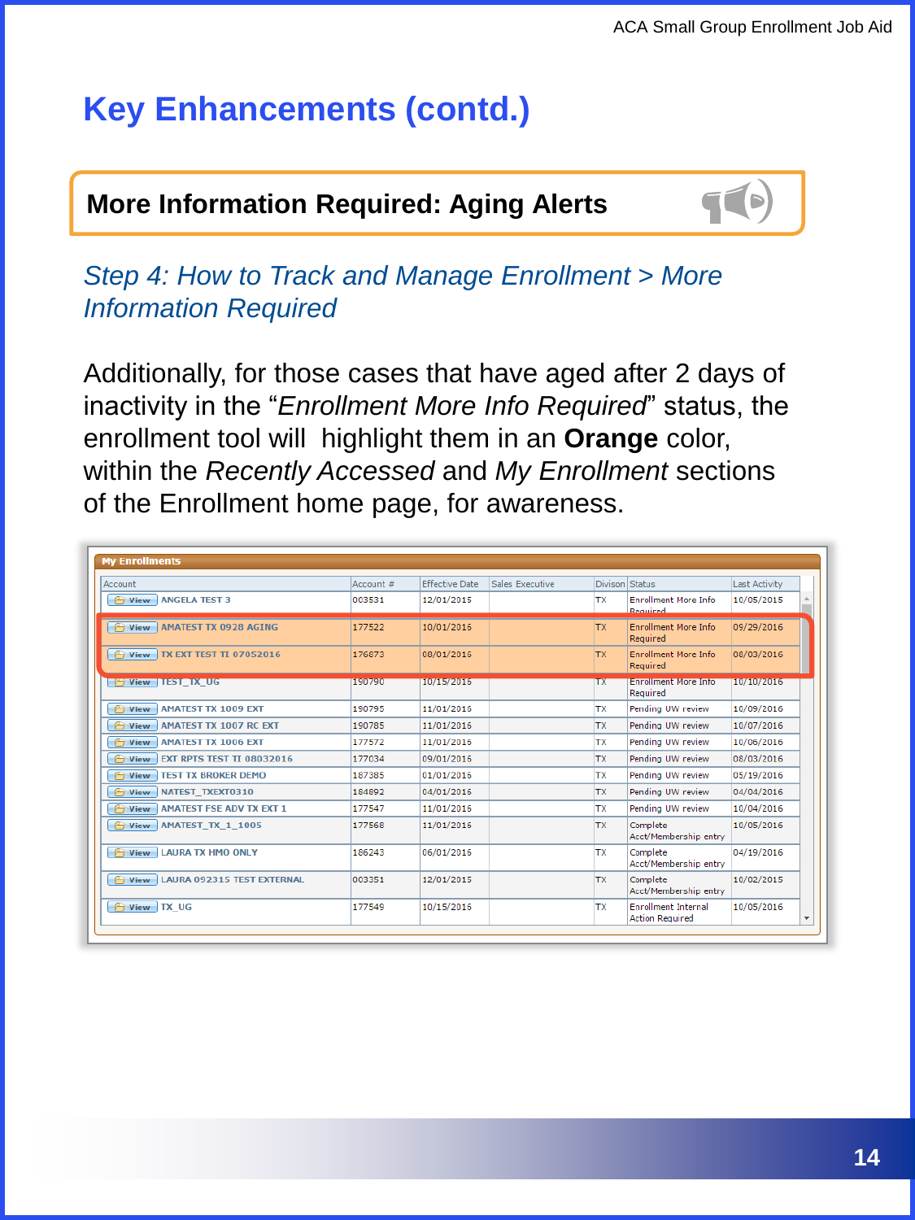# Key Enhancements (contd.)

## More Information Required: Aging Alerts

### *Step 4: How to Track and Manage Enrollment > More Information Required*

Additionally, for those cases that have aged after 2 days of inactivity in the "*Enrollment More Info Required*" status, the enrollment tool will highlight them in an **Orange** color, within the *Recently Accessed* and *My Enrollment* sections of the Enrollment home page, for awareness.

**My Enrollments**

| Account | Account # | Effective Date | Sales Executive | Divison | Status | Last Activity |
|---|---|---|---|---|---|---|
| View ANGELA TEST 3 | 003531 | 12/01/2015 | | TX | Enrollment More Info Required | 10/05/2015 |
| View AMATEST TX 0928 AGING | 177522 | 10/01/2016 | | TX | Enrollment More Info Required | 09/29/2016 |
| View TX EXT TEST TI 07052016 | 176873 | 08/01/2016 | | TX | Enrollment More Info Required | 08/03/2016 |
| View TEST_TX_UG | 190790 | 10/15/2016 | | TX | Enrollment More Info Required | 10/10/2016 |
| View AMATEST TX 1009 EXT | 190795 | 11/01/2016 | | TX | Pending UW review | 10/09/2016 |
| View AMATEST TX 1007 RC EXT | 190785 | 11/01/2016 | | TX | Pending UW review | 10/07/2016 |
| View AMATEST TX 1006 EXT | 177572 | 11/01/2016 | | TX | Pending UW review | 10/06/2016 |
| View EXT RPTS TEST TI 08032016 | 177034 | 09/01/2016 | | TX | Pending UW review | 08/03/2016 |
| View TEST TX BROKER DEMO | 187385 | 01/01/2016 | | TX | Pending UW review | 05/19/2016 |
| View NATEST_TXEXT0310 | 184892 | 04/01/2016 | | TX | Pending UW review | 04/04/2016 |
| View AMATEST FSE ADV TX EXT 1 | 177547 | 11/01/2016 | | TX | Pending UW review | 10/04/2016 |
| View AMATEST_TX_1_1005 | 177568 | 11/01/2016 | | TX | Complete Acct/Membership entry | 10/05/2016 |
| View LAURA TX HMO ONLY | 186243 | 06/01/2016 | | TX | Complete Acct/Membership entry | 04/19/2016 |
| View LAURA 092315 TEST EXTERNAL | 003351 | 12/01/2015 | | TX | Complete Acct/Membership entry | 10/02/2015 |
| View TX_UG | 177549 | 10/15/2016 | | TX | Enrollment Internal Action Required | 10/05/2016 |